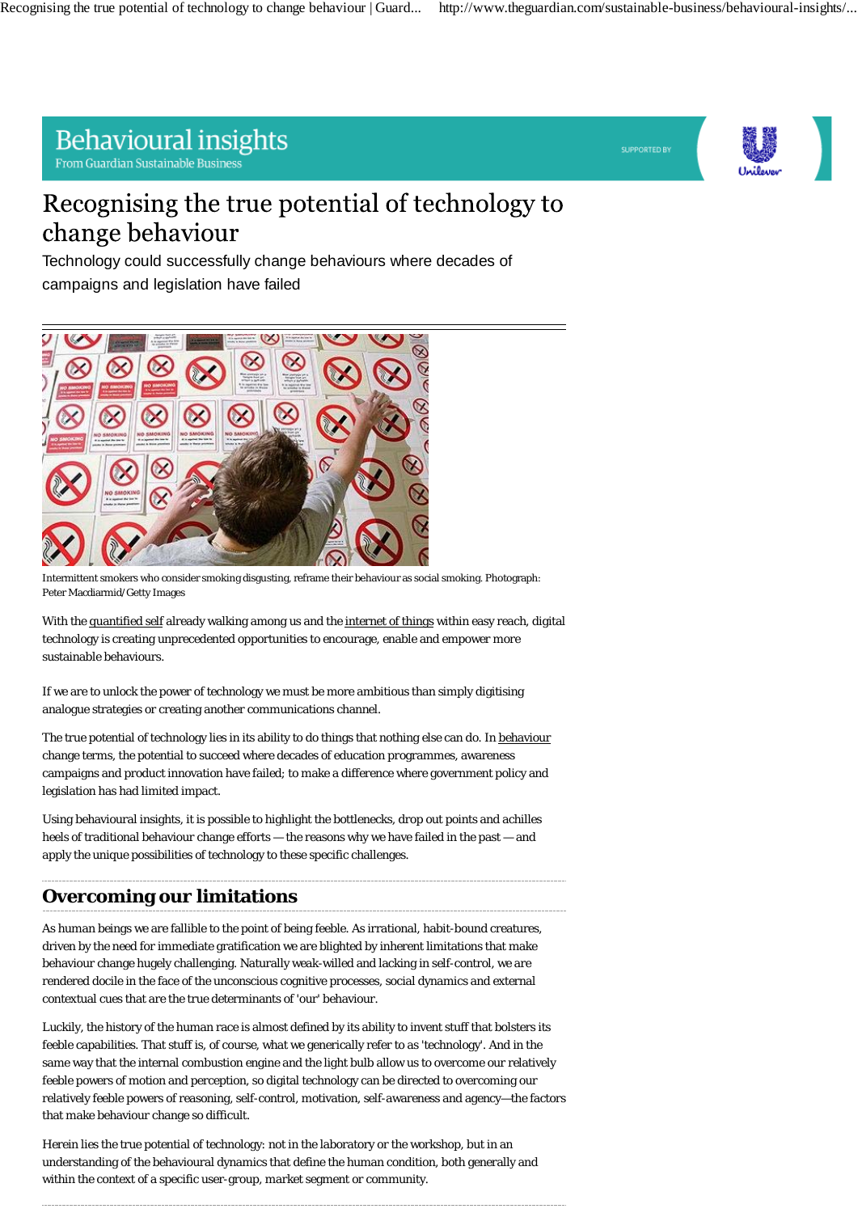Behavioural insights
From Guardian Sustainable Business

SUPPORTED BY

# Recognising the true potential of technology to change behaviour

Technology could successfully change behaviours where decades of campaigns and legislation have failed

Intermittent smokers who consider smoking disgusting, reframe their behaviour as social smoking. Photograph: Peter Macdiarmid/Getty Images

With the quantified self already walking among us and the internet of things within easy reach, digital technology is creating unprecedented opportunities to encourage, enable and empower more sustainable behaviours.

If we are to unlock the power of technology we must be more ambitious than simply digitising analogue strategies or creating another communications channel.

The true potential of technology lies in its ability to do things that nothing else can do. In behaviour change terms, the potential to succeed where decades of education programmes, awareness campaigns and product innovation have failed; to make a difference where government policy and legislation has had limited impact.

Using behavioural insights, it is possible to highlight the bottlenecks, drop out points and achilles heels of traditional behaviour change efforts — the reasons why we have failed in the past — and apply the unique possibilities of technology to these specific challenges.

## Overcoming our limitations

As human beings we are fallible to the point of being feeble. As irrational, habit-bound creatures, driven by the need for immediate gratification we are blighted by inherent limitations that make behaviour change hugely challenging. Naturally weak-willed and lacking in self-control, we are rendered docile in the face of the unconscious cognitive processes, social dynamics and external contextual cues that are the true determinants of 'our' behaviour.

Luckily, the history of the human race is almost defined by its ability to invent stuff that bolsters its feeble capabilities. That stuff is, of course, what we generically refer to as 'technology'. And in the same way that the internal combustion engine and the light bulb allow us to overcome our relatively feeble powers of motion and perception, so digital technology can be directed to overcoming our relatively feeble powers of reasoning, self-control, motivation, self-awareness and agency—the factors that make behaviour change so difficult.

Herein lies the true potential of technology: not in the laboratory or the workshop, but in an understanding of the behavioural dynamics that define the human condition, both generally and within the context of a specific user-group, market segment or community.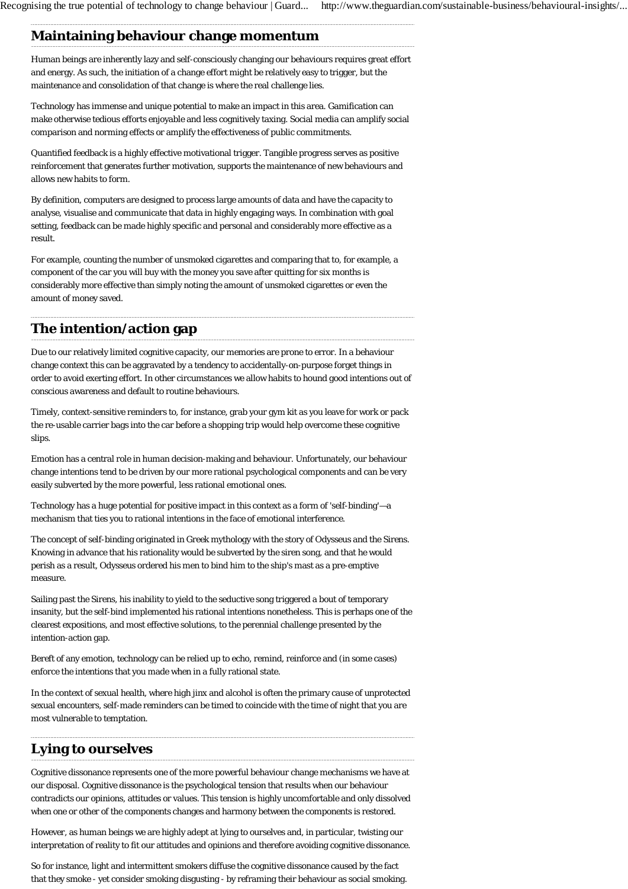## Maintaining behaviour change momentum

Human beings are inherently lazy and self-consciously changing our behaviours requires great effort and energy. As such, the initiation of a change effort might be relatively easy to trigger, but the maintenance and consolidation of that change is where the real challenge lies.

Technology has immense and unique potential to make an impact in this area. Gamification can make otherwise tedious efforts enjoyable and less cognitively taxing. Social media can amplify social comparison and norming effects or amplify the effectiveness of public commitments.

Quantified feedback is a highly effective motivational trigger. Tangible progress serves as positive reinforcement that generates further motivation, supports the maintenance of new behaviours and allows new habits to form.

By definition, computers are designed to process large amounts of data and have the capacity to analyse, visualise and communicate that data in highly engaging ways. In combination with goal setting, feedback can be made highly specific and personal and considerably more effective as a result.

For example, counting the number of unsmoked cigarettes and comparing that to, for example, a component of the car you will buy with the money you save after quitting for six months is considerably more effective than simply noting the amount of unsmoked cigarettes or even the amount of money saved.

## The intention/action gap

Due to our relatively limited cognitive capacity, our memories are prone to error. In a behaviour change context this can be aggravated by a tendency to accidentally-on-purpose forget things in order to avoid exerting effort. In other circumstances we allow habits to hound good intentions out of conscious awareness and default to routine behaviours.

Timely, context-sensitive reminders to, for instance, grab your gym kit as you leave for work or pack the re-usable carrier bags into the car before a shopping trip would help overcome these cognitive slips.

Emotion has a central role in human decision-making and behaviour. Unfortunately, our behaviour change intentions tend to be driven by our more rational psychological components and can be very easily subverted by the more powerful, less rational emotional ones.

Technology has a huge potential for positive impact in this context as a form of 'self-binding'—a mechanism that ties you to rational intentions in the face of emotional interference.

The concept of self-binding originated in Greek mythology with the story of Odysseus and the Sirens. Knowing in advance that his rationality would be subverted by the siren song, and that he would perish as a result, Odysseus ordered his men to bind him to the ship's mast as a pre-emptive measure.

Sailing past the Sirens, his inability to yield to the seductive song triggered a bout of temporary insanity, but the self-bind implemented his rational intentions nonetheless. This is perhaps one of the clearest expositions, and most effective solutions, to the perennial challenge presented by the intention-action gap.

Bereft of any emotion, technology can be relied up to echo, remind, reinforce and (in some cases) enforce the intentions that you made when in a fully rational state.

In the context of sexual health, where high jinx and alcohol is often the primary cause of unprotected sexual encounters, self-made reminders can be timed to coincide with the time of night that you are most vulnerable to temptation.

## Lying to ourselves

Cognitive dissonance represents one of the more powerful behaviour change mechanisms we have at our disposal. Cognitive dissonance is the psychological tension that results when our behaviour contradicts our opinions, attitudes or values. This tension is highly uncomfortable and only dissolved when one or other of the components changes and harmony between the components is restored.

However, as human beings we are highly adept at lying to ourselves and, in particular, twisting our interpretation of reality to fit our attitudes and opinions and therefore avoiding cognitive dissonance.

So for instance, light and intermittent smokers diffuse the cognitive dissonance caused by the fact that they smoke - yet consider smoking disgusting - by reframing their behaviour as social smoking.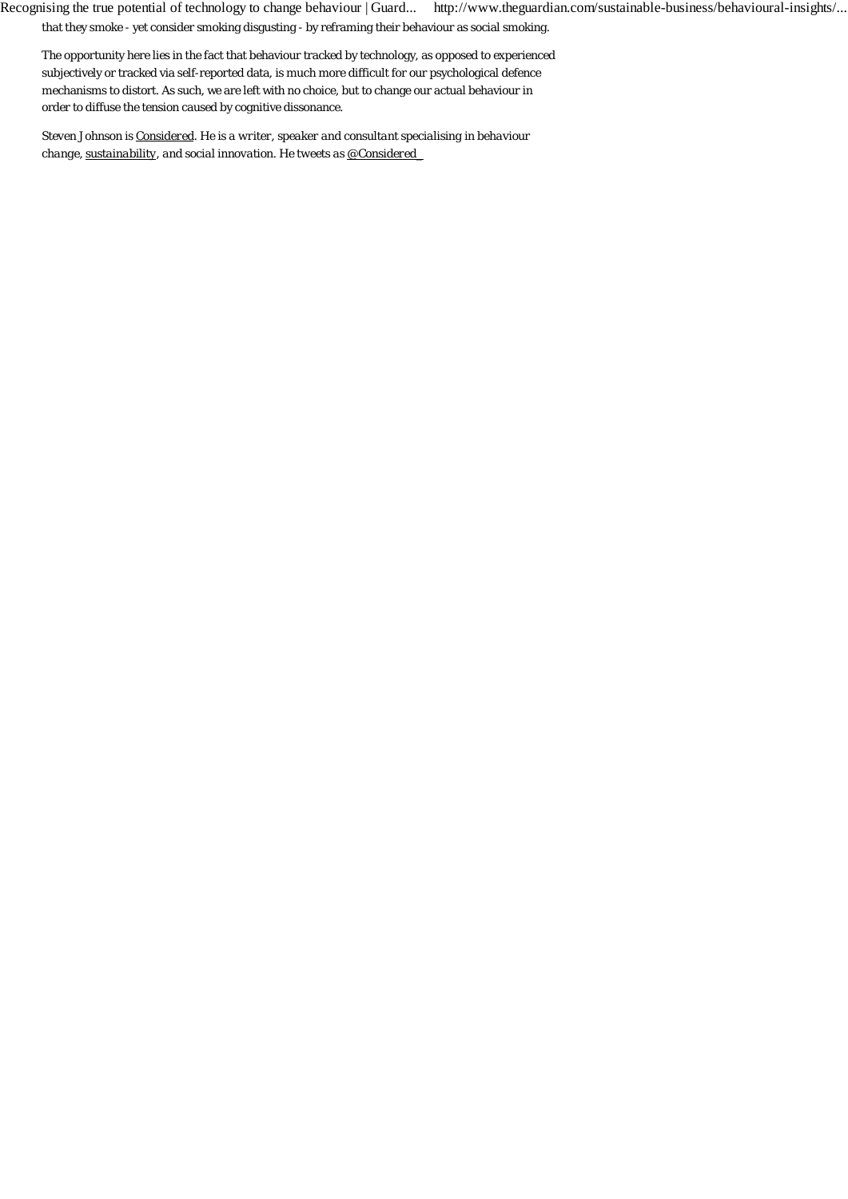that they smoke - yet consider smoking disgusting - by reframing their behaviour as social smoking.

The opportunity here lies in the fact that behaviour tracked by technology, as opposed to experienced subjectively or tracked via self-reported data, is much more difficult for our psychological defence mechanisms to distort. As such, we are left with no choice, but to change our actual behaviour in order to diffuse the tension caused by cognitive dissonance.

*Steven Johnson is Considered. He is a writer, speaker and consultant specialising in behaviour change, sustainability, and social innovation. He tweets as @Considered_*